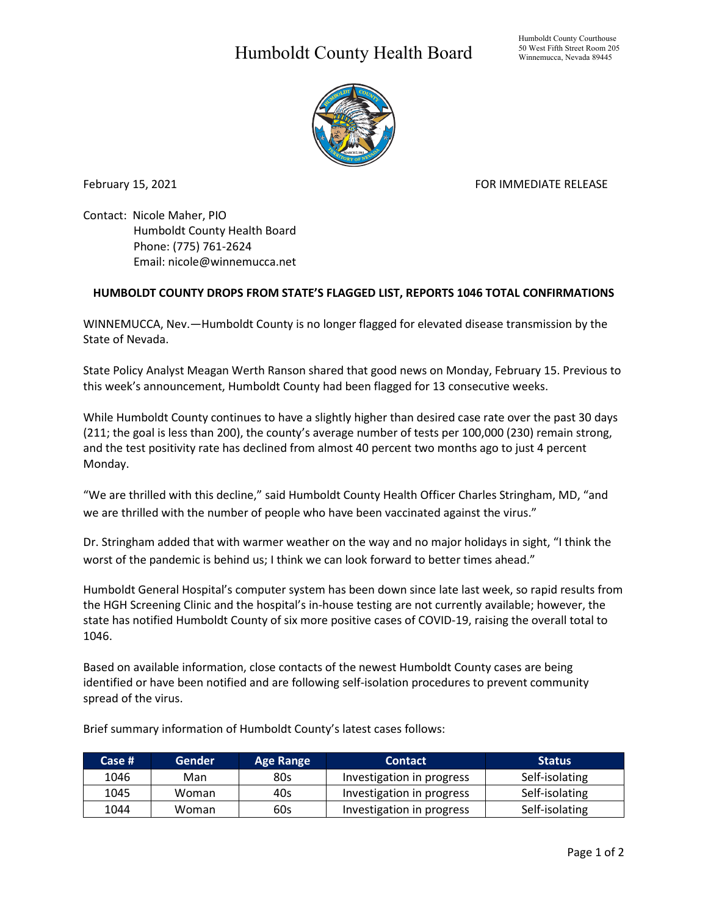# Humboldt County Health Board

Humboldt County Courthouse
50 West Fifth Street Room 205
Winnemucca, Nevada 89445

February 15, 2021 FOR IMMEDIATE RELEASE

Contact: Nicole Maher, PIO
Humboldt County Health Board
Phone: (775) 761-2624
Email: nicole@winnemucca.net

**HUMBOLDT COUNTY DROPS FROM STATE'S FLAGGED LIST, REPORTS 1046 TOTAL CONFIRMATIONS**

WINNEMUCCA, Nev.—Humboldt County is no longer flagged for elevated disease transmission by the State of Nevada.

State Policy Analyst Meagan Werth Ranson shared that good news on Monday, February 15. Previous to this week's announcement, Humboldt County had been flagged for 13 consecutive weeks.

While Humboldt County continues to have a slightly higher than desired case rate over the past 30 days (211; the goal is less than 200), the county's average number of tests per 100,000 (230) remain strong, and the test positivity rate has declined from almost 40 percent two months ago to just 4 percent Monday.

"We are thrilled with this decline," said Humboldt County Health Officer Charles Stringham, MD, "and we are thrilled with the number of people who have been vaccinated against the virus."

Dr. Stringham added that with warmer weather on the way and no major holidays in sight, "I think the worst of the pandemic is behind us; I think we can look forward to better times ahead."

Humboldt General Hospital's computer system has been down since late last week, so rapid results from the HGH Screening Clinic and the hospital's in-house testing are not currently available; however, the state has notified Humboldt County of six more positive cases of COVID-19, raising the overall total to 1046.

Based on available information, close contacts of the newest Humboldt County cases are being identified or have been notified and are following self-isolation procedures to prevent community spread of the virus.

Brief summary information of Humboldt County's latest cases follows:

| Case # | Gender | Age Range | Contact | Status |
|---|---|---|---|---|
| 1046 | Man | 80s | Investigation in progress | Self-isolating |
| 1045 | Woman | 40s | Investigation in progress | Self-isolating |
| 1044 | Woman | 60s | Investigation in progress | Self-isolating |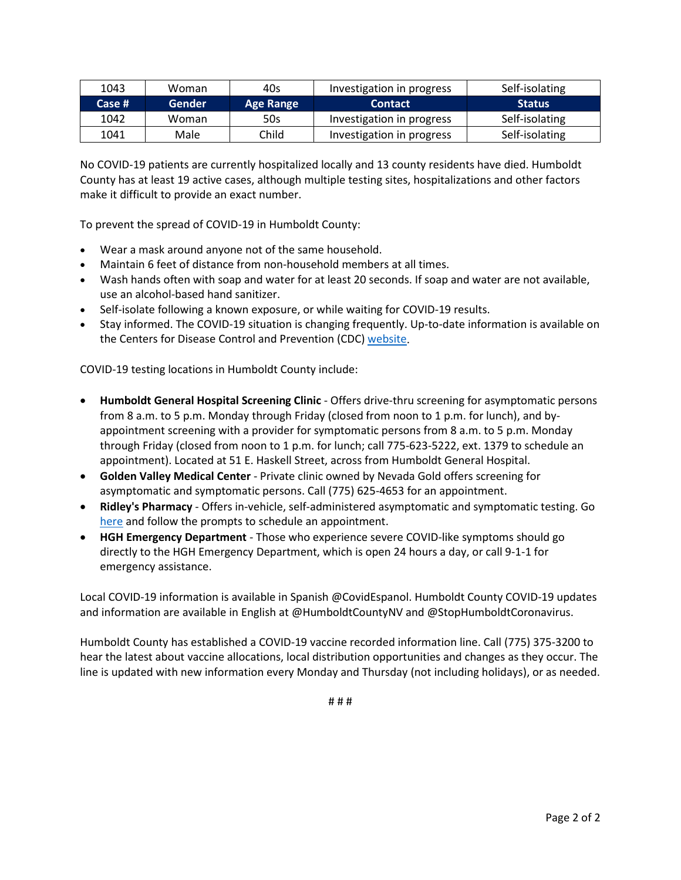| Case # | Gender | Age Range | Contact | Status |
|---|---|---|---|---|
| 1043 | Woman | 40s | Investigation in progress | Self-isolating |
| 1042 | Woman | 50s | Investigation in progress | Self-isolating |
| 1041 | Male | Child | Investigation in progress | Self-isolating |

No COVID-19 patients are currently hospitalized locally and 13 county residents have died. Humboldt County has at least 19 active cases, although multiple testing sites, hospitalizations and other factors make it difficult to provide an exact number.

To prevent the spread of COVID-19 in Humboldt County:

- Wear a mask around anyone not of the same household.
- Maintain 6 feet of distance from non-household members at all times.
- Wash hands often with soap and water for at least 20 seconds. If soap and water are not available, use an alcohol-based hand sanitizer.
- Self-isolate following a known exposure, or while waiting for COVID-19 results.
- Stay informed. The COVID-19 situation is changing frequently. Up-to-date information is available on the Centers for Disease Control and Prevention (CDC) website.

COVID-19 testing locations in Humboldt County include:

- **Humboldt General Hospital Screening Clinic** - Offers drive-thru screening for asymptomatic persons from 8 a.m. to 5 p.m. Monday through Friday (closed from noon to 1 p.m. for lunch), and by-appointment screening with a provider for symptomatic persons from 8 a.m. to 5 p.m. Monday through Friday (closed from noon to 1 p.m. for lunch; call 775-623-5222, ext. 1379 to schedule an appointment). Located at 51 E. Haskell Street, across from Humboldt General Hospital.
- **Golden Valley Medical Center** - Private clinic owned by Nevada Gold offers screening for asymptomatic and symptomatic persons. Call (775) 625-4653 for an appointment.
- **Ridley's Pharmacy** - Offers in-vehicle, self-administered asymptomatic and symptomatic testing. Go here and follow the prompts to schedule an appointment.
- **HGH Emergency Department** - Those who experience severe COVID-like symptoms should go directly to the HGH Emergency Department, which is open 24 hours a day, or call 9-1-1 for emergency assistance.

Local COVID-19 information is available in Spanish @CovidEspanol. Humboldt County COVID-19 updates and information are available in English at @HumboldtCountyNV and @StopHumboldtCoronavirus.

Humboldt County has established a COVID-19 vaccine recorded information line. Call (775) 375-3200 to hear the latest about vaccine allocations, local distribution opportunities and changes as they occur. The line is updated with new information every Monday and Thursday (not including holidays), or as needed.

# # #